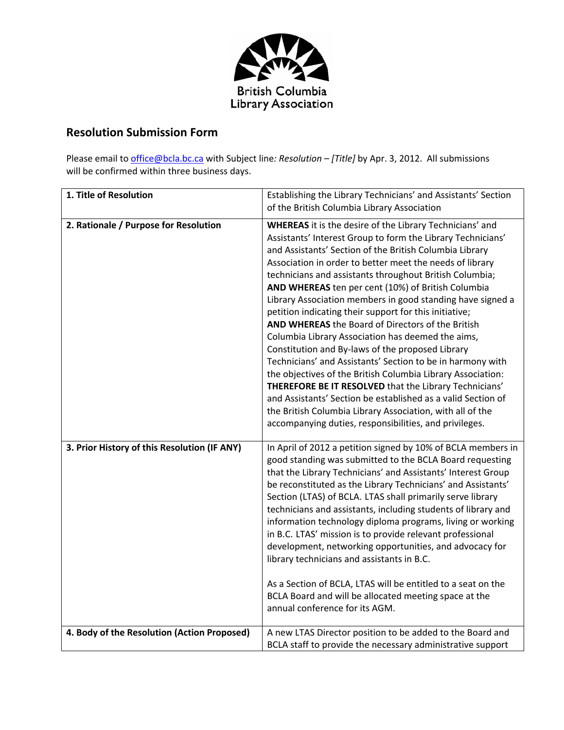British Columbia
Library Association

## Resolution Submission Form

Please email to office@bcla.bc.ca with Subject line: *Resolution – [Title]* by Apr. 3, 2012. All submissions will be confirmed within three business days.

| | |
|---|---|
| **1. Title of Resolution** | Establishing the Library Technicians' and Assistants' Section of the British Columbia Library Association |
| **2. Rationale / Purpose for Resolution** | **WHEREAS** it is the desire of the Library Technicians' and Assistants' Interest Group to form the Library Technicians' and Assistants' Section of the British Columbia Library Association in order to better meet the needs of library technicians and assistants throughout British Columbia; **AND WHEREAS** ten per cent (10%) of British Columbia Library Association members in good standing have signed a petition indicating their support for this initiative; **AND WHEREAS** the Board of Directors of the British Columbia Library Association has deemed the aims, Constitution and By-laws of the proposed Library Technicians' and Assistants' Section to be in harmony with the objectives of the British Columbia Library Association: **THEREFORE BE IT RESOLVED** that the Library Technicians' and Assistants' Section be established as a valid Section of the British Columbia Library Association, with all of the accompanying duties, responsibilities, and privileges. |
| **3. Prior History of this Resolution (IF ANY)** | In April of 2012 a petition signed by 10% of BCLA members in good standing was submitted to the BCLA Board requesting that the Library Technicians' and Assistants' Interest Group be reconstituted as the Library Technicians' and Assistants' Section (LTAS) of BCLA. LTAS shall primarily serve library technicians and assistants, including students of library and information technology diploma programs, living or working in B.C. LTAS' mission is to provide relevant professional development, networking opportunities, and advocacy for library technicians and assistants in B.C.<br><br>As a Section of BCLA, LTAS will be entitled to a seat on the BCLA Board and will be allocated meeting space at the annual conference for its AGM. |
| **4. Body of the Resolution (Action Proposed)** | A new LTAS Director position to be added to the Board and BCLA staff to provide the necessary administrative support |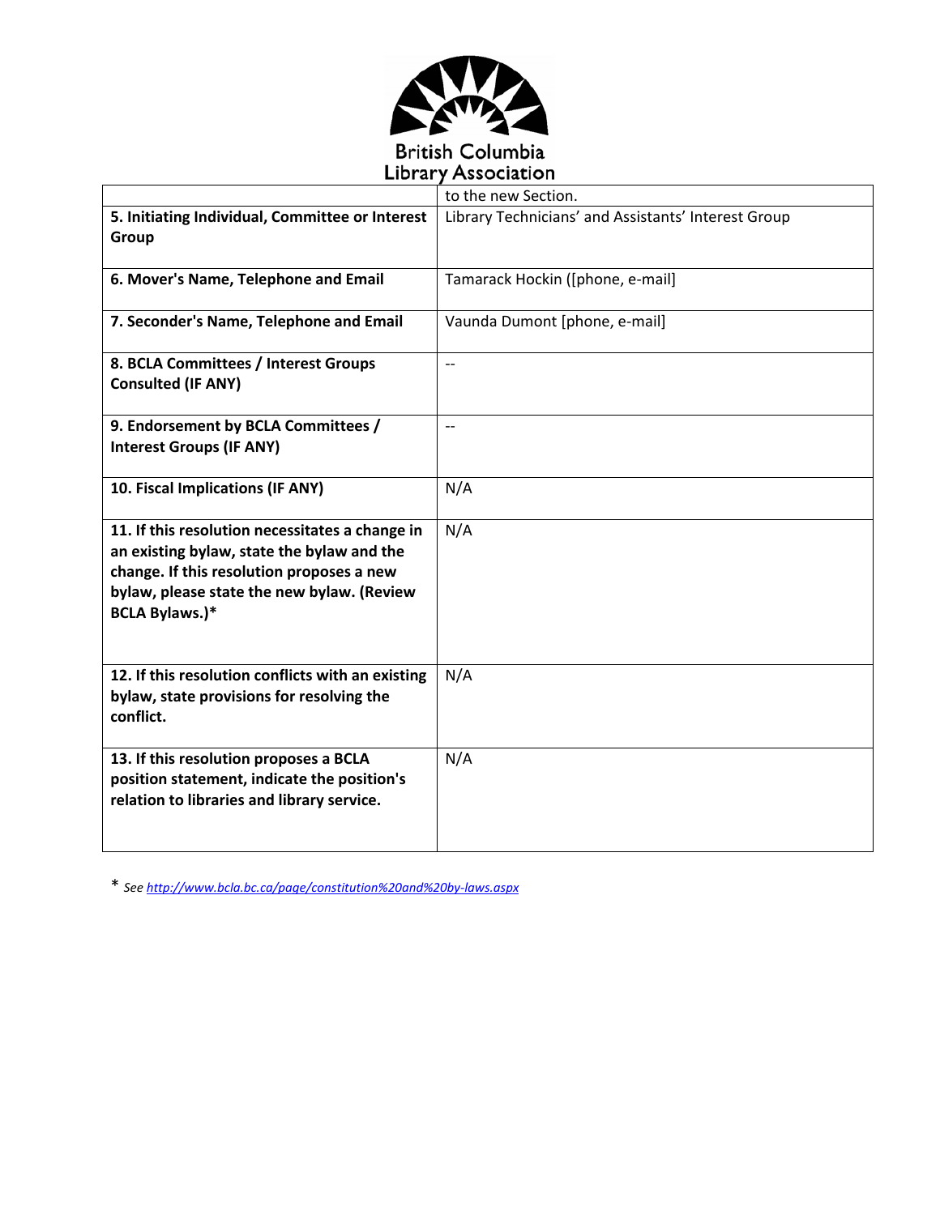British Columbia Library Association

| | |
|---|---|
| | to the new Section. |
| **5. Initiating Individual, Committee or Interest Group** | Library Technicians' and Assistants' Interest Group |
| **6. Mover's Name, Telephone and Email** | Tamarack Hockin ([phone, e-mail] |
| **7. Seconder's Name, Telephone and Email** | Vaunda Dumont [phone, e-mail] |
| **8. BCLA Committees / Interest Groups Consulted (IF ANY)** | -- |
| **9. Endorsement by BCLA Committees / Interest Groups (IF ANY)** | -- |
| **10. Fiscal Implications (IF ANY)** | N/A |
| **11. If this resolution necessitates a change in an existing bylaw, state the bylaw and the change. If this resolution proposes a new bylaw, please state the new bylaw. (Review BCLA Bylaws.)*** | N/A |
| **12. If this resolution conflicts with an existing bylaw, state provisions for resolving the conflict.** | N/A |
| **13. If this resolution proposes a BCLA position statement, indicate the position's relation to libraries and library service.** | N/A |

* *See http://www.bcla.bc.ca/page/constitution%20and%20by-laws.aspx*